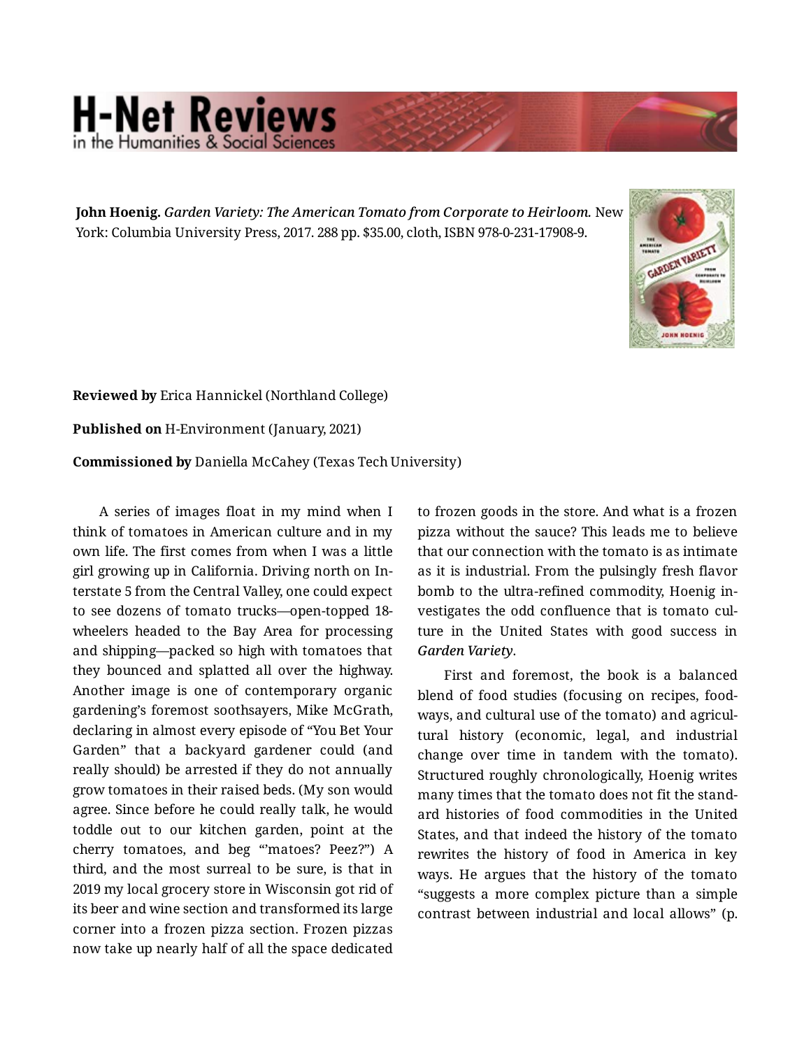**John Hoenig.** *Garden Variety: The American Tomato from Corporate to Heirloom.* New York: Columbia University Press, 2017. 288 pp. $35.00, cloth, ISBN 978-0-231-17908-9.

**Reviewed by** Erica Hannickel (Northland College)

**Published on** H-Environment (January, 2021)

**Commissioned by** Daniella McCahey (Texas Tech University)

A series of images float in my mind when I think of tomatoes in American culture and in my own life. The first comes from when I was a little girl growing up in California. Driving north on Interstate 5 from the Central Valley, one could expect to see dozens of tomato trucks—open-topped 18-wheelers headed to the Bay Area for processing and shipping—packed so high with tomatoes that they bounced and splatted all over the highway. Another image is one of contemporary organic gardening's foremost soothsayers, Mike McGrath, declaring in almost every episode of "You Bet Your Garden" that a backyard gardener could (and really should) be arrested if they do not annually grow tomatoes in their raised beds. (My son would agree. Since before he could really talk, he would toddle out to our kitchen garden, point at the cherry tomatoes, and beg "'matoes? Peez?") A third, and the most surreal to be sure, is that in 2019 my local grocery store in Wisconsin got rid of its beer and wine section and transformed its large corner into a frozen pizza section. Frozen pizzas now take up nearly half of all the space dedicated to frozen goods in the store. And what is a frozen pizza without the sauce? This leads me to believe that our connection with the tomato is as intimate as it is industrial. From the pulsingly fresh flavor bomb to the ultra-refined commodity, Hoenig investigates the odd confluence that is tomato culture in the United States with good success in *Garden Variety*.

First and foremost, the book is a balanced blend of food studies (focusing on recipes, foodways, and cultural use of the tomato) and agricultural history (economic, legal, and industrial change over time in tandem with the tomato). Structured roughly chronologically, Hoenig writes many times that the tomato does not fit the standard histories of food commodities in the United States, and that indeed the history of the tomato rewrites the history of food in America in key ways. He argues that the history of the tomato "suggests a more complex picture than a simple contrast between industrial and local allows" (p.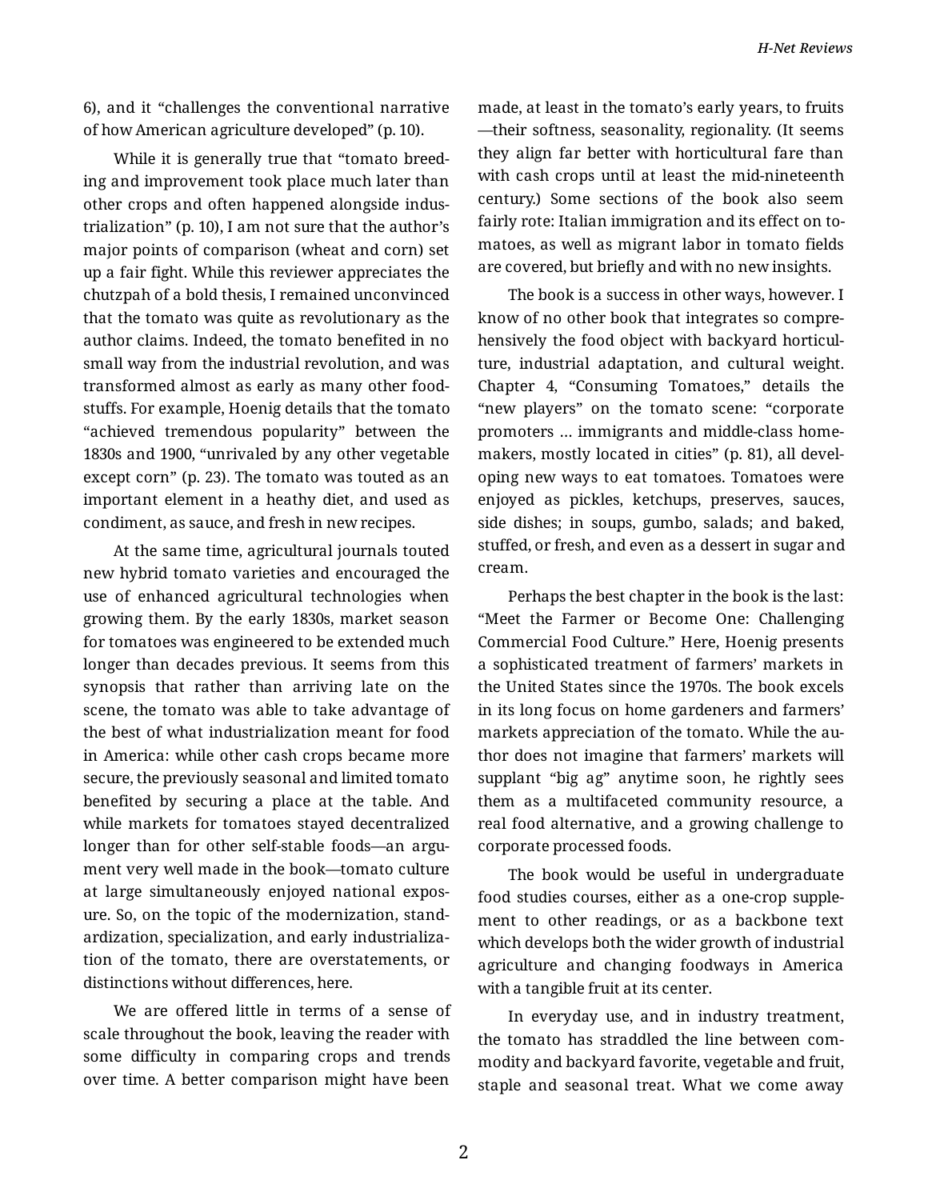6), and it "challenges the conventional narrative of how American agriculture developed" (p. 10).

While it is generally true that "tomato breeding and improvement took place much later than other crops and often happened alongside industrialization" (p. 10), I am not sure that the author's major points of comparison (wheat and corn) set up a fair fight. While this reviewer appreciates the chutzpah of a bold thesis, I remained unconvinced that the tomato was quite as revolutionary as the author claims. Indeed, the tomato benefited in no small way from the industrial revolution, and was transformed almost as early as many other foodstuffs. For example, Hoenig details that the tomato "achieved tremendous popularity" between the 1830s and 1900, "unrivaled by any other vegetable except corn" (p. 23). The tomato was touted as an important element in a heathy diet, and used as condiment, as sauce, and fresh in new recipes.

At the same time, agricultural journals touted new hybrid tomato varieties and encouraged the use of enhanced agricultural technologies when growing them. By the early 1830s, market season for tomatoes was engineered to be extended much longer than decades previous. It seems from this synopsis that rather than arriving late on the scene, the tomato was able to take advantage of the best of what industrialization meant for food in America: while other cash crops became more secure, the previously seasonal and limited tomato benefited by securing a place at the table. And while markets for tomatoes stayed decentralized longer than for other self-stable foods—an argument very well made in the book—tomato culture at large simultaneously enjoyed national exposure. So, on the topic of the modernization, standardization, specialization, and early industrialization of the tomato, there are overstatements, or distinctions without differences, here.

We are offered little in terms of a sense of scale throughout the book, leaving the reader with some difficulty in comparing crops and trends over time. A better comparison might have been made, at least in the tomato's early years, to fruits—their softness, seasonality, regionality. (It seems they align far better with horticultural fare than with cash crops until at least the mid-nineteenth century.) Some sections of the book also seem fairly rote: Italian immigration and its effect on tomatoes, as well as migrant labor in tomato fields are covered, but briefly and with no new insights.

The book is a success in other ways, however. I know of no other book that integrates so comprehensively the food object with backyard horticulture, industrial adaptation, and cultural weight. Chapter 4, "Consuming Tomatoes," details the "new players" on the tomato scene: "corporate promoters … immigrants and middle-class homemakers, mostly located in cities" (p. 81), all developing new ways to eat tomatoes. Tomatoes were enjoyed as pickles, ketchups, preserves, sauces, side dishes; in soups, gumbo, salads; and baked, stuffed, or fresh, and even as a dessert in sugar and cream.

Perhaps the best chapter in the book is the last: "Meet the Farmer or Become One: Challenging Commercial Food Culture." Here, Hoenig presents a sophisticated treatment of farmers' markets in the United States since the 1970s. The book excels in its long focus on home gardeners and farmers' markets appreciation of the tomato. While the author does not imagine that farmers' markets will supplant "big ag" anytime soon, he rightly sees them as a multifaceted community resource, a real food alternative, and a growing challenge to corporate processed foods.

The book would be useful in undergraduate food studies courses, either as a one-crop supplement to other readings, or as a backbone text which develops both the wider growth of industrial agriculture and changing foodways in America with a tangible fruit at its center.

In everyday use, and in industry treatment, the tomato has straddled the line between commodity and backyard favorite, vegetable and fruit, staple and seasonal treat. What we come away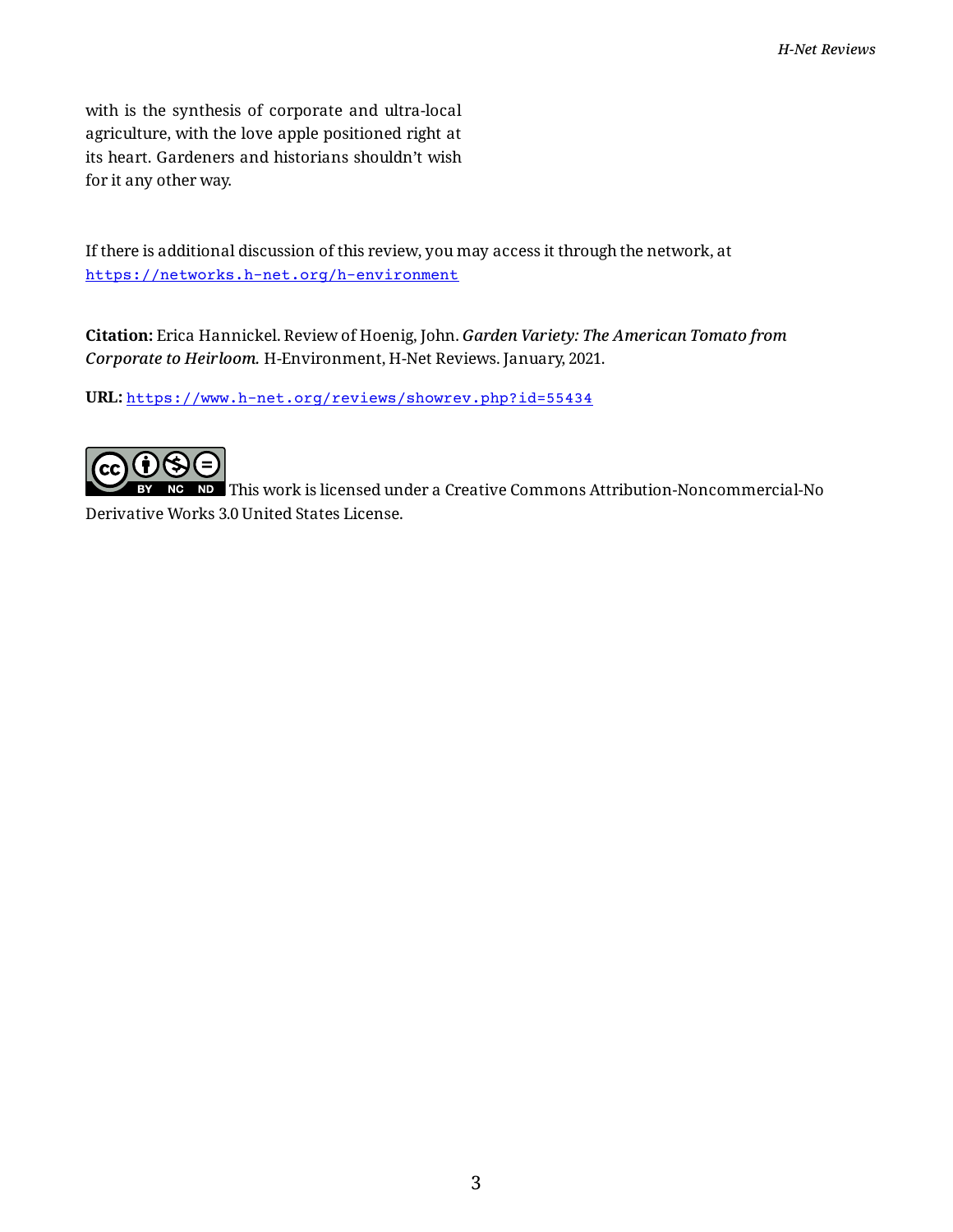with is the synthesis of corporate and ultra-local agriculture, with the love apple positioned right at its heart. Gardeners and historians shouldn't wish for it any other way.

If there is additional discussion of this review, you may access it through the network, at https://networks.h-net.org/h-environment

**Citation:** Erica Hannickel. Review of Hoenig, John. *Garden Variety: The American Tomato from Corporate to Heirloom.* H-Environment, H-Net Reviews. January, 2021.

**URL:** https://www.h-net.org/reviews/showrev.php?id=55434

This work is licensed under a Creative Commons Attribution-Noncommercial-No Derivative Works 3.0 United States License.